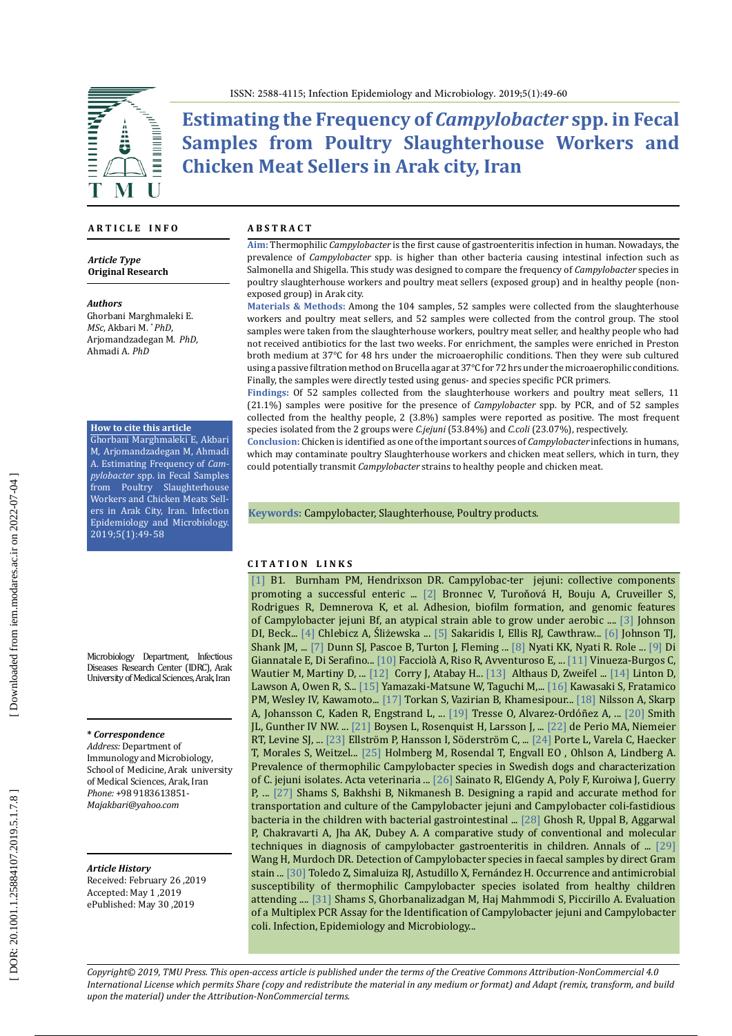ISSN: 2588-4115; Infection Epidemiology and Microbiology. 2019;5(1):49-60

# Estimating the Frequency of *Campylobacter* spp. in Fecal Samples from Poultry Slaughterhouse Workers and Chicken Meat Sellers in Arak city, Iran

## ARTICLE INFO

***Article Type***
**Original Research**

***Authors***
Ghorbani Marghmaleki E. *MSc*, Akbari M. [*] *PhD*, Arjomandzadegan M. *PhD*, Ahmadi A. *PhD*

**How to cite this article**
Ghorbani Marghmaleki E, Akbari M, Arjomandzadegan M, Ahmadi A. Estimating Frequency of *Campylobacter* spp. in Fecal Samples from Poultry Slaughterhouse Workers and Chicken Meats Sellers in Arak City, Iran. Infection Epidemiology and Microbiology. 2019;5(1):49-58

Microbiology Department, Infectious Diseases Research Center (IDRC), Arak University of Medical Sciences, Arak, Iran

***\* Correspondence***
*Address:* Department of Immunology and Microbiology, School of Medicine, Arak university of Medical Sciences, Arak, Iran
*Phone:* +98 9183613851-
*Majakbari@yahoo.com*

***Article History***
Received: February 26 ,2019
Accepted: May 1 ,2019
ePublished: May 30 ,2019

## ABSTRACT

**Aim:** Thermophilic *Campylobacter* is the first cause of gastroenteritis infection in human. Nowadays, the prevalence of *Campylobacter* spp. is higher than other bacteria causing intestinal infection such as Salmonella and Shigella. This study was designed to compare the frequency of *Campylobacter* species in poultry slaughterhouse workers and poultry meat sellers (exposed group) and in healthy people (non-exposed group) in Arak city.

**Materials & Methods:** Among the 104 samples, 52 samples were collected from the slaughterhouse workers and poultry meat sellers, and 52 samples were collected from the control group. The stool samples were taken from the slaughterhouse workers, poultry meat seller, and healthy people who had not received antibiotics for the last two weeks. For enrichment, the samples were enriched in Preston broth medium at 37°C for 48 hrs under the microaerophilic conditions. Then they were sub cultured using a passive filtration method on Brucella agar at 37°C for 72 hrs under the microaerophilic conditions. Finally, the samples were directly tested using genus- and species specific PCR primers.

**Findings:** Of 52 samples collected from the slaughterhouse workers and poultry meat sellers, 11 (21.1%) samples were positive for the presence of *Campylobacter* spp. by PCR, and of 52 samples collected from the healthy people, 2 (3.8%) samples were reported as positive. The most frequent species isolated from the 2 groups were *C.jejuni* (53.84%) and *C.coli* (23.07%), respectively.

**Conclusion:** Chicken is identified as one of the important sources of *Campylobacter* infections in humans, which may contaminate poultry Slaughterhouse workers and chicken meat sellers, which in turn, they could potentially transmit *Campylobacter* strains to healthy people and chicken meat.

**Keywords:** Campylobacter, Slaughterhouse, Poultry products.

## CITATION LINKS

[1] B1. Burnham PM, Hendrixson DR. Campylobac-ter jejuni: collective components promoting a successful enteric ... [2] Bronnec V, Turoňová H, Bouju A, Cruveiller S, Rodrigues R, Demnerova K, et al. Adhesion, biofilm formation, and genomic features of Campylobacter jejuni Bf, an atypical strain able to grow under aerobic .... [3] Johnson DI, Beck... [4] Chlebicz A, Śliżewska ... [5] Sakaridis I, Ellis RJ, Cawthraw... [6] Johnson TJ, Shank JM, ... [7] Dunn SJ, Pascoe B, Turton J, Fleming ... [8] Nyati KK, Nyati R. Role ... [9] Di Giannatale E, Di Serafino... [10] Facciolà A, Riso R, Avventuroso E, ... [11] Vinueza-Burgos C, Wautier M, Martiny D, ... [12] Corry J, Atabay H... [13] Althaus D, Zweifel ... [14] Linton D, Lawson A, Owen R, S... [15] Yamazaki-Matsune W, Taguchi M,... [16] Kawasaki S, Fratamico PM, Wesley IV, Kawamoto... [17] Torkan S, Vazirian B, Khamesipour... [18] Nilsson A, Skarp A, Johansson C, Kaden R, Engstrand L, ... [19] Tresse O, Alvarez-Ordóñez A, ... [20] Smith JL, Gunther IV NW. ... [21] Boysen L, Rosenquist H, Larsson J, ... [22] de Perio MA, Niemeier RT, Levine SJ, ... [23] Ellström P, Hansson I, Söderström C, ... [24] Porte L, Varela C, Haecker T, Morales S, Weitzel... [25] Holmberg M, Rosendal T, Engvall EO , Ohlson A, Lindberg A. Prevalence of thermophilic Campylobacter species in Swedish dogs and characterization of C. jejuni isolates. Acta veterinaria ... [26] Sainato R, ElGendy A, Poly F, Kuroiwa J, Guerry P, ... [27] Shams S, Bakhshi B, Nikmanesh B. Designing a rapid and accurate method for transportation and culture of the Campylobacter jejuni and Campylobacter coli-fastidious bacteria in the children with bacterial gastrointestinal ... [28] Ghosh R, Uppal B, Aggarwal P, Chakravarti A, Jha AK, Dubey A. A comparative study of conventional and molecular techniques in diagnosis of campylobacter gastroenteritis in children. Annals of ... [29] Wang H, Murdoch DR. Detection of Campylobacter species in faecal samples by direct Gram stain ... [30] Toledo Z, Simaluiza RJ, Astudillo X, Fernández H. Occurrence and antimicrobial susceptibility of thermophilic Campylobacter species isolated from healthy children attending .... [31] Shams S, Ghorbanalizadgan M, Haj Mahmmodi S, Piccirillo A. Evaluation of a Multiplex PCR Assay for the Identification of Campylobacter jejuni and Campylobacter coli. Infection, Epidemiology and Microbiology...

*Copyright© 2019, TMU Press. This open-access article is published under the terms of the Creative Commons Attribution-NonCommercial 4.0 International License which permits Share (copy and redistribute the material in any medium or format) and Adapt (remix, transform, and build upon the material) under the Attribution-NonCommercial terms.*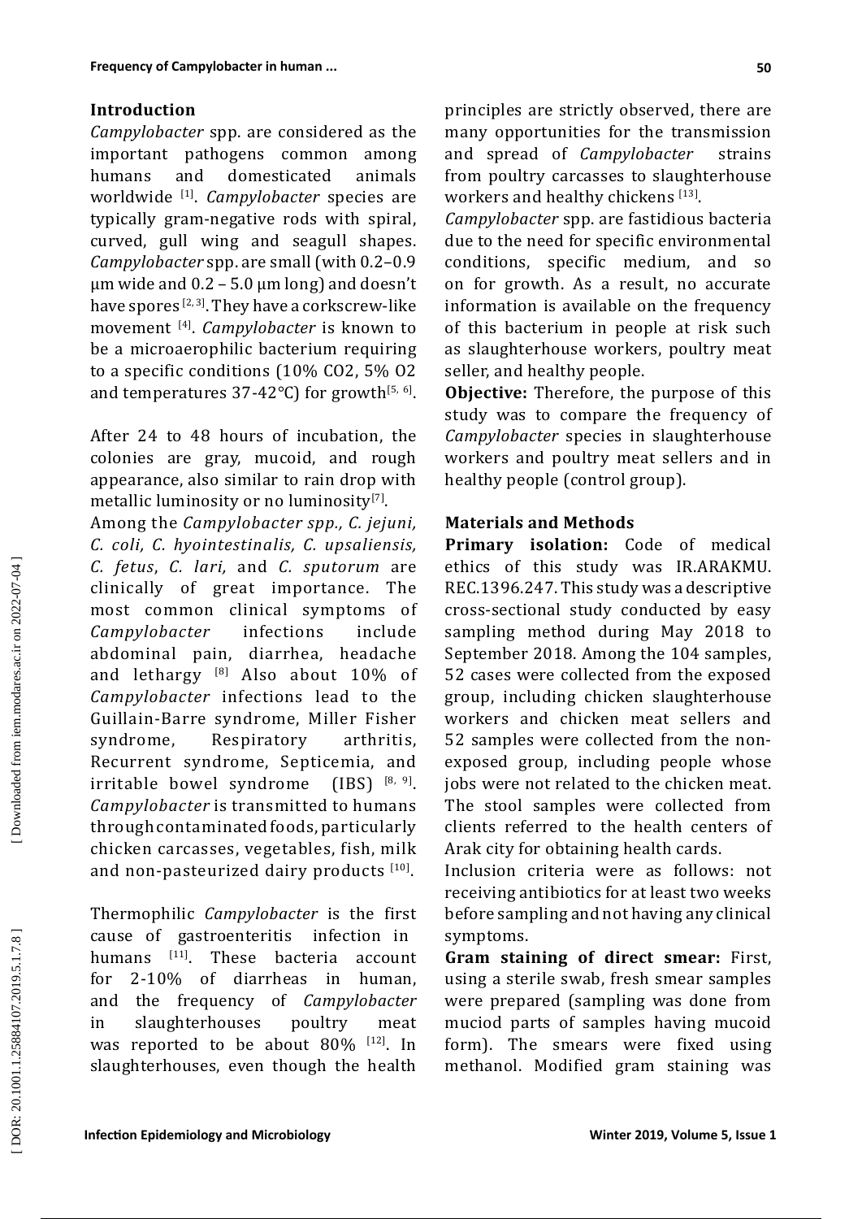## Introduction

*Campylobacter* spp. are considered as the important pathogens common among humans and domesticated animals worldwide [1]. *Campylobacter* species are typically gram-negative rods with spiral, curved, gull wing and seagull shapes. *Campylobacter* spp. are small (with 0.2–0.9 µm wide and 0.2 – 5.0 µm long) and doesn't have spores [2, 3]. They have a corkscrew-like movement [4]. *Campylobacter* is known to be a microaerophilic bacterium requiring to a specific conditions (10% $CO_2$, 5% $O_2$ and temperatures 37-42°C) for growth[5, 6].

After 24 to 48 hours of incubation, the colonies are gray, mucoid, and rough appearance, also similar to rain drop with metallic luminosity or no luminosity[7].

Among the *Campylobacter spp., C. jejuni, C. coli, C. hyointestinalis, C. upsaliensis, C. fetus*, *C. lari,* and *C. sputorum* are clinically of great importance. The most common clinical symptoms of *Campylobacter* infections include abdominal pain, diarrhea, headache and lethargy [8] Also about 10% of *Campylobacter* infections lead to the Guillain-Barre syndrome, Miller Fisher syndrome, Respiratory arthritis, Recurrent syndrome, Septicemia, and irritable bowel syndrome (IBS) [8, 9]. *Campylobacter* is transmitted to humans through contaminated foods, particularly chicken carcasses, vegetables, fish, milk and non-pasteurized dairy products [10].

Thermophilic *Campylobacter* is the first cause of gastroenteritis infection in humans [11]. These bacteria account for 2-10% of diarrheas in human, and the frequency of *Campylobacter* in slaughterhouses poultry meat was reported to be about 80% [12]. In slaughterhouses, even though the health principles are strictly observed, there are many opportunities for the transmission and spread of *Campylobacter* strains from poultry carcasses to slaughterhouse workers and healthy chickens [13].

*Campylobacter* spp. are fastidious bacteria due to the need for specific environmental conditions, specific medium, and so on for growth. As a result, no accurate information is available on the frequency of this bacterium in people at risk such as slaughterhouse workers, poultry meat seller, and healthy people.

**Objective:** Therefore, the purpose of this study was to compare the frequency of *Campylobacter* species in slaughterhouse workers and poultry meat sellers and in healthy people (control group).

## Materials and Methods

**Primary isolation:** Code of medical ethics of this study was IR.ARAKMU.REC.1396.247. This study was a descriptive cross-sectional study conducted by easy sampling method during May 2018 to September 2018. Among the 104 samples, 52 cases were collected from the exposed group, including chicken slaughterhouse workers and chicken meat sellers and 52 samples were collected from the non-exposed group, including people whose jobs were not related to the chicken meat. The stool samples were collected from clients referred to the health centers of Arak city for obtaining health cards.

Inclusion criteria were as follows: not receiving antibiotics for at least two weeks before sampling and not having any clinical symptoms.

**Gram staining of direct smear:** First, using a sterile swab, fresh smear samples were prepared (sampling was done from muciod parts of samples having mucoid form). The smears were fixed using methanol. Modified gram staining was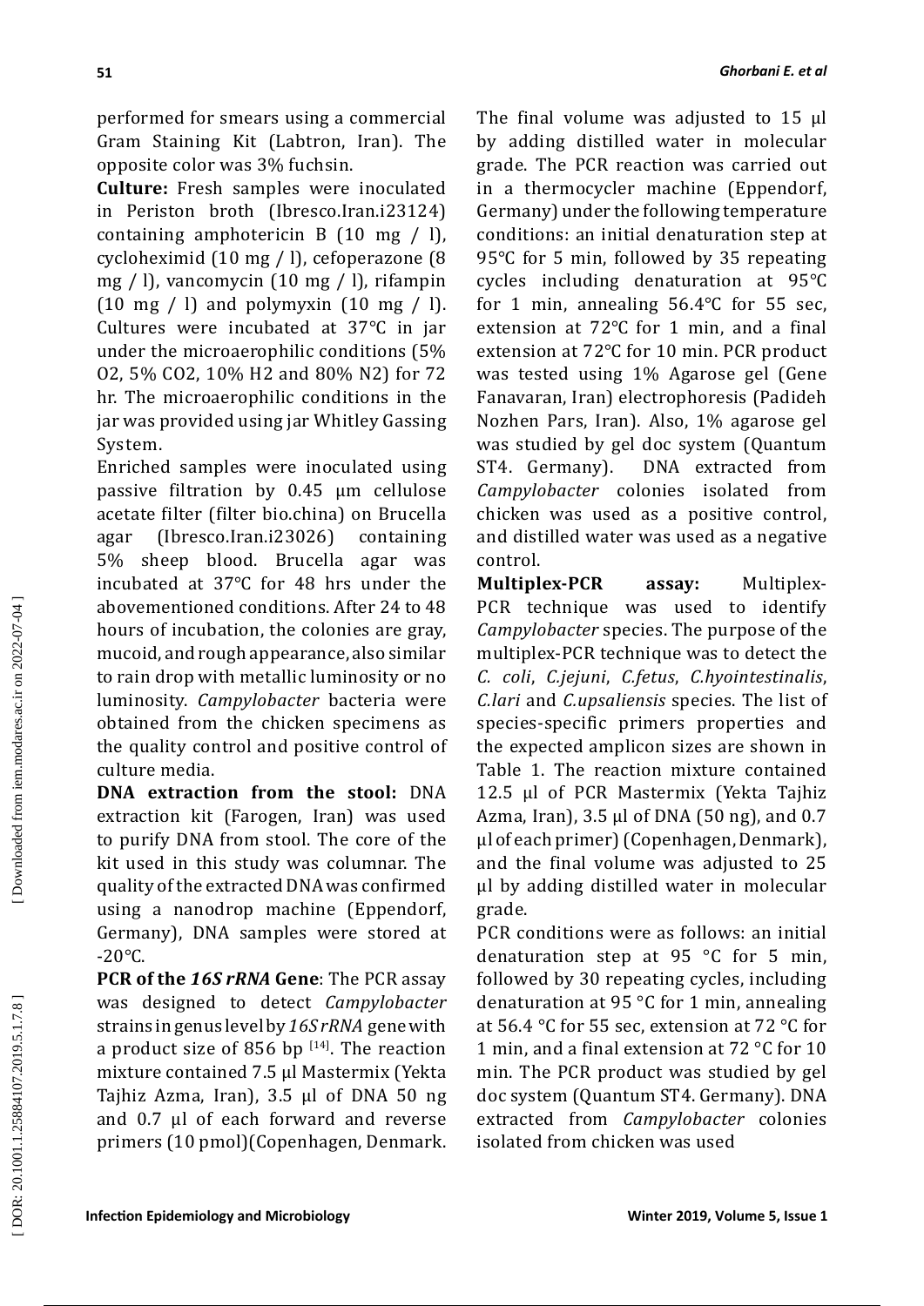performed for smears using a commercial Gram Staining Kit (Labtron, Iran). The opposite color was 3% fuchsin.

**Culture:** Fresh samples were inoculated in Periston broth (Ibresco.Iran.i23124) containing amphotericin B (10 mg / l), cycloheximid (10 mg / l), cefoperazone (8 mg / l), vancomycin (10 mg / l), rifampin (10 mg / l) and polymyxin (10 mg / l). Cultures were incubated at 37°C in jar under the microaerophilic conditions (5% $O_2$, 5% $CO_2$, 10% $H_2$ and 80% $N_2$) for 72 hr. The microaerophilic conditions in the jar was provided using jar Whitley Gassing System.

Enriched samples were inoculated using passive filtration by 0.45 µm cellulose acetate filter (filter bio.china) on Brucella agar (Ibresco.Iran.i23026) containing 5% sheep blood. Brucella agar was incubated at 37°C for 48 hrs under the abovementioned conditions. After 24 to 48 hours of incubation, the colonies are gray, mucoid, and rough appearance, also similar to rain drop with metallic luminosity or no luminosity. *Campylobacter* bacteria were obtained from the chicken specimens as the quality control and positive control of culture media.

**DNA extraction from the stool:** DNA extraction kit (Farogen, Iran) was used to purify DNA from stool. The core of the kit used in this study was columnar. The quality of the extracted DNA was confirmed using a nanodrop machine (Eppendorf, Germany), DNA samples were stored at -20°C.

**PCR of the *16S rRNA* Gene**: The PCR assay was designed to detect *Campylobacter* strains in genus level by *16S rRNA* gene with a product size of 856 bp [14]. The reaction mixture contained 7.5 µl Mastermix (Yekta Tajhiz Azma, Iran), 3.5 µl of DNA 50 ng and 0.7 µl of each forward and reverse primers (10 pmol)(Copenhagen, Denmark. The final volume was adjusted to 15 µl by adding distilled water in molecular grade. The PCR reaction was carried out in a thermocycler machine (Eppendorf, Germany) under the following temperature conditions: an initial denaturation step at 95°C for 5 min, followed by 35 repeating cycles including denaturation at 95°C for 1 min, annealing 56.4°C for 55 sec, extension at 72°C for 1 min, and a final extension at 72°C for 10 min. PCR product was tested using 1% Agarose gel (Gene Fanavaran, Iran) electrophoresis (Padideh Nozhen Pars, Iran). Also, 1% agarose gel was studied by gel doc system (Quantum ST4. Germany). DNA extracted from *Campylobacter* colonies isolated from chicken was used as a positive control, and distilled water was used as a negative control.

**Multiplex-PCR assay:** Multiplex-PCR technique was used to identify *Campylobacter* species. The purpose of the multiplex-PCR technique was to detect the *C. coli*, *C.jejuni*, *C.fetus*, *C.hyointestinalis*, *C.lari* and *C.upsaliensis* species. The list of species-specific primers properties and the expected amplicon sizes are shown in Table 1. The reaction mixture contained 12.5 µl of PCR Mastermix (Yekta Tajhiz Azma, Iran), 3.5 µl of DNA (50 ng), and 0.7 µl of each primer) (Copenhagen, Denmark), and the final volume was adjusted to 25 µl by adding distilled water in molecular grade.

PCR conditions were as follows: an initial denaturation step at 95 °C for 5 min, followed by 30 repeating cycles, including denaturation at 95 °C for 1 min, annealing at 56.4 °C for 55 sec, extension at 72 °C for 1 min, and a final extension at 72 °C for 10 min. The PCR product was studied by gel doc system (Quantum ST4. Germany). DNA extracted from *Campylobacter* colonies isolated from chicken was used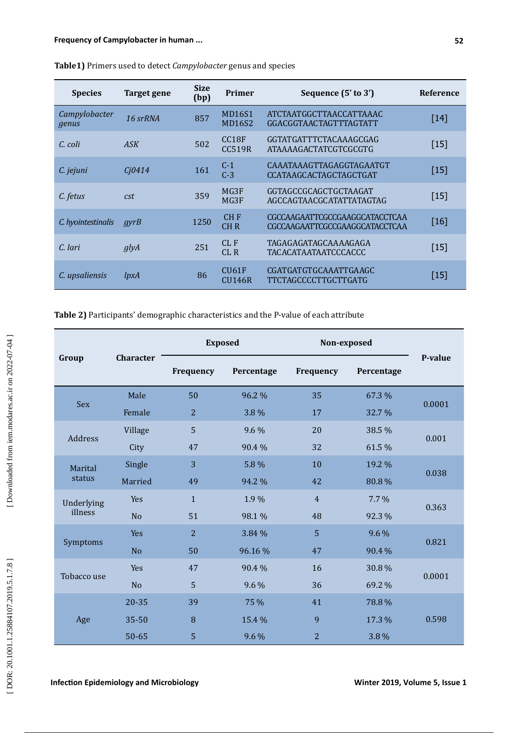**Table1)** Primers used to detect *Campylobacter* genus and species

| Species | Target gene | Size (bp) | Primer | Sequence (5' to 3') | Reference |
|---|---|---|---|---|---|
| *Campylobacter genus* | *16 srRNA* | 857 | MD16S1<br>MD16S2 | ATCTAATGGCTTAACCATTAAAC<br>GGACGGTAACTAGTTTAGTATT | [14] |
| *C. coli* | *ASK* | 502 | CC18F<br>CC519R | GGTATGATTTCTACAAAGCGAG<br>ATAAAAGACTATCGTCGCGTG | [15] |
| *C. jejuni* | *Cj0414* | 161 | C-1<br>C-3 | CAAATAAAGTTAGAGGTAGAATGT<br>CCATAAGCACTAGCTAGCTGAT | [15] |
| *C. fetus* | *cst* | 359 | MG3F<br>MG3F | GGTAGCCGCAGCTGCTAAGAT<br>AGCCAGTAACGCATATTATAGTAG | [15] |
| *C. hyointestinalis* | *gyrB* | 1250 | CH F<br>CH R | CGCCAAGAATTCGCCGAAGGCATACCTCAA<br>CGCCAAGAATTCGCCGAAGGCATACCTCAA | [16] |
| *C. lari* | *glyA* | 251 | CL F<br>CL R | TAGAGAGATAGCAAAAGAGA<br>TACACATAATAATCCCACCC | [15] |
| *C. upsaliensis* | *lpxA* | 86 | CU61F<br>CU146R | CGATGATGTGCAAATTGAAGC<br>TTCTAGCCCCTTGCTTGATG | [15] |

**Table 2)** Participants' demographic characteristics and the P-value of each attribute

| Group | Character | Exposed | | Non-exposed | | P-value |
|---|---|---|---|---|---|---|
| | | Frequency | Percentage | Frequency | Percentage | |
| Sex | Male | 50 | 96.2 % | 35 | 67.3 % | 0.0001 |
| | Female | 2 | 3.8 % | 17 | 32.7 % | |
| Address | Village | 5 | 9.6 % | 20 | 38.5 % | 0.001 |
| | City | 47 | 90.4 % | 32 | 61.5 % | |
| Marital status | Single | 3 | 5.8 % | 10 | 19.2 % | 0.038 |
| | Married | 49 | 94.2 % | 42 | 80.8 % | |
| Underlying illness | Yes | 1 | 1.9 % | 4 | 7.7 % | 0.363 |
| | No | 51 | 98.1 % | 48 | 92.3 % | |
| Symptoms | Yes | 2 | 3.84 % | 5 | 9.6 % | 0.821 |
| | No | 50 | 96.16 % | 47 | 90.4 % | |
| Tobacco use | Yes | 47 | 90.4 % | 16 | 30.8 % | 0.0001 |
| | No | 5 | 9.6 % | 36 | 69.2 % | |
| Age | 20-35 | 39 | 75 % | 41 | 78.8 % | 0.598 |
| | 35-50 | 8 | 15.4 % | 9 | 17.3 % | |
| | 50-65 | 5 | 9.6 % | 2 | 3.8 % | |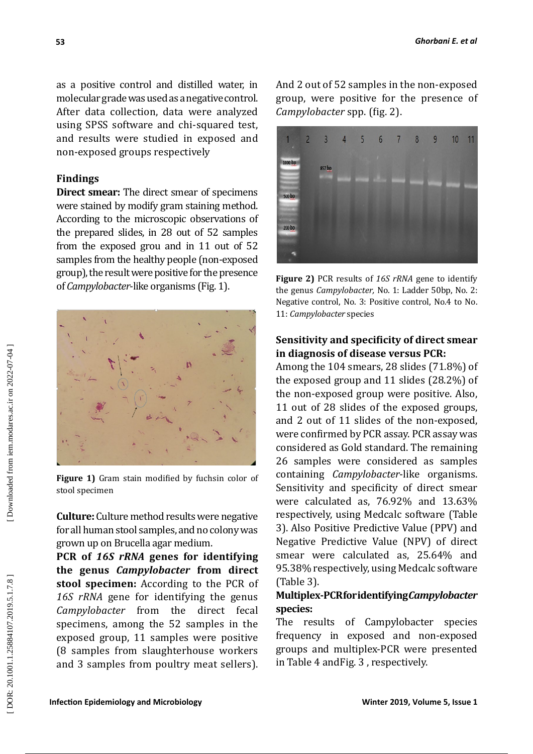as a positive control and distilled water, in molecular grade was used as a negative control. After data collection, data were analyzed using SPSS software and chi-squared test, and results were studied in exposed and non-exposed groups respectively

## Findings

**Direct smear:** The direct smear of specimens were stained by modify gram staining method. According to the microscopic observations of the prepared slides, in 28 out of 52 samples from the exposed grou and in 11 out of 52 samples from the healthy people (non-exposed group), the result were positive for the presence of *Campylobacter*-like organisms (Fig. 1).

**Figure 1)** Gram stain modified by fuchsin color of stool specimen

**Culture:** Culture method results were negative for all human stool samples, and no colony was grown up on Brucella agar medium.

**PCR of *16S rRNA* genes for identifying the genus *Campylobacter* from direct stool specimen:** According to the PCR of *16S rRNA* gene for identifying the genus *Campylobacter* from the direct fecal specimens, among the 52 samples in the exposed group, 11 samples were positive (8 samples from slaughterhouse workers and 3 samples from poultry meat sellers). And 2 out of 52 samples in the non-exposed group, were positive for the presence of *Campylobacter* spp. (fig. 2).

**Figure 2)** PCR results of *16S rRNA* gene to identify the genus *Campylobacter,* No. 1: Ladder 50bp, No. 2: Negative control, No. 3: Positive control, No.4 to No. 11: *Campylobacter* species

**Sensitivity and specificity of direct smear in diagnosis of disease versus PCR:**
Among the 104 smears, 28 slides (71.8%) of the exposed group and 11 slides (28.2%) of the non-exposed group were positive. Also, 11 out of 28 slides of the exposed groups, and 2 out of 11 slides of the non-exposed, were confirmed by PCR assay. PCR assay was considered as Gold standard. The remaining 26 samples were considered as samples containing *Campylobacter*-like organisms. Sensitivity and specificity of direct smear were calculated as, 76.92% and 13.63% respectively, using Medcalc software (Table 3). Also Positive Predictive Value (PPV) and Negative Predictive Value (NPV) of direct smear were calculated as, 25.64% and 95.38% respectively, using Medcalc software (Table 3).

**Multiplex-PCR for identifying *Campylobacter* species:**
The results of Campylobacter species frequency in exposed and non-exposed groups and multiplex-PCR were presented in Table 4 andFig. 3 , respectively.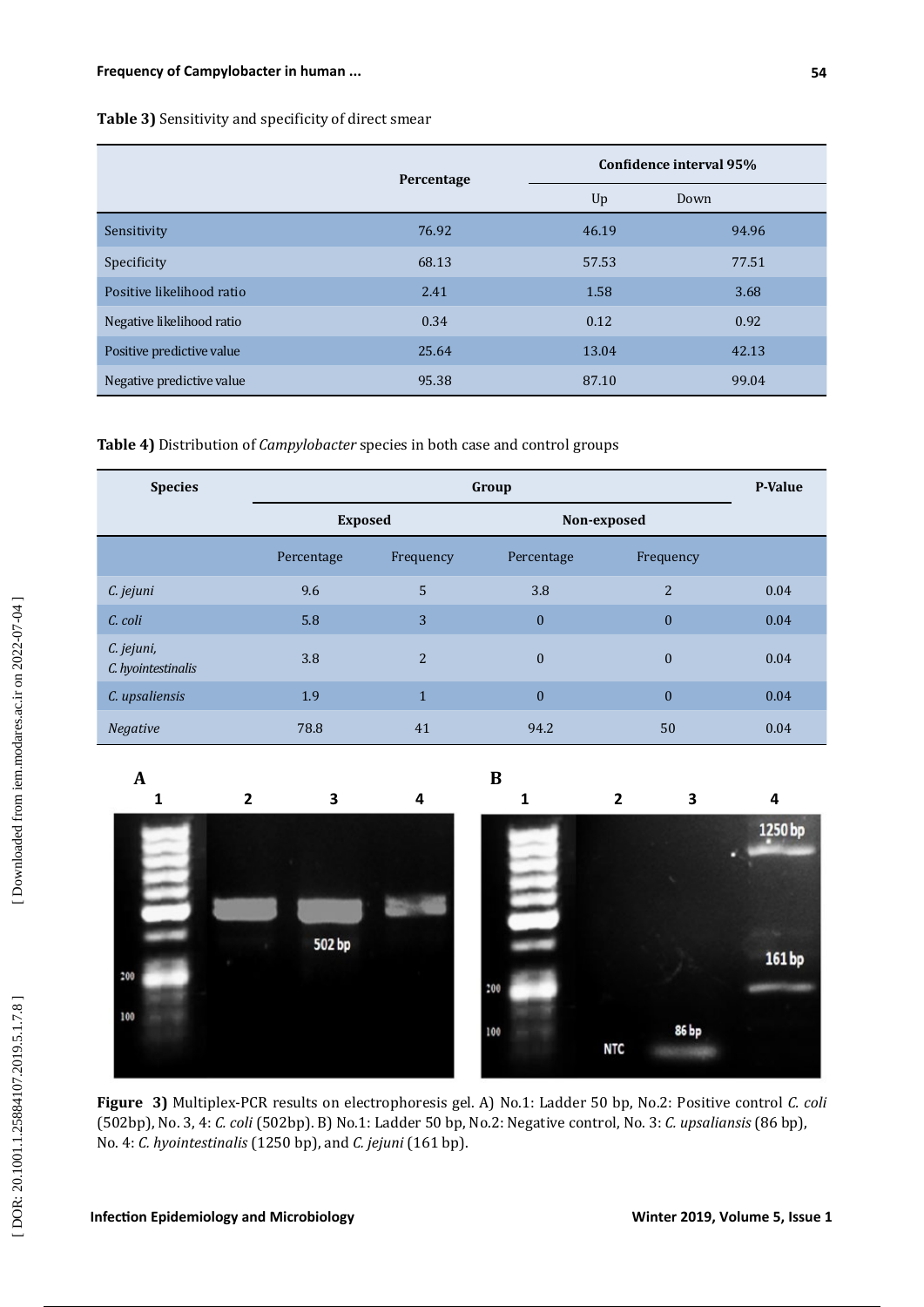**Table 3)** Sensitivity and specificity of direct smear

| | Percentage | Confidence interval 95% | |
|---|---|---|---|
| | | Up | Down |
| Sensitivity | 76.92 | 46.19 | 94.96 |
| Specificity | 68.13 | 57.53 | 77.51 |
| Positive likelihood ratio | 2.41 | 1.58 | 3.68 |
| Negative likelihood ratio | 0.34 | 0.12 | 0.92 |
| Positive predictive value | 25.64 | 13.04 | 42.13 |
| Negative predictive value | 95.38 | 87.10 | 99.04 |

**Table 4)** Distribution of *Campylobacter* species in both case and control groups

| Species | Group | | | | P-Value |
|---|---|---|---|---|---|
| | Exposed | | Non-exposed | | |
| | Percentage | Frequency | Percentage | Frequency | |
| *C. jejuni* | 9.6 | 5 | 3.8 | 2 | 0.04 |
| *C. coli* | 5.8 | 3 | 0 | 0 | 0.04 |
| *C. jejuni, C. hyointestinalis* | 3.8 | 2 | 0 | 0 | 0.04 |
| *C. upsaliensis* | 1.9 | 1 | 0 | 0 | 0.04 |
| *Negative* | 78.8 | 41 | 94.2 | 50 | 0.04 |

**Figure 3)** Multiplex-PCR results on electrophoresis gel. A) No.1: Ladder 50 bp, No.2: Positive control *C. coli* (502bp), No. 3, 4: *C. coli* (502bp). B) No.1: Ladder 50 bp, No.2: Negative control, No. 3: *C. upsaliansis* (86 bp), No. 4: *C. hyointestinalis* (1250 bp), and *C. jejuni* (161 bp).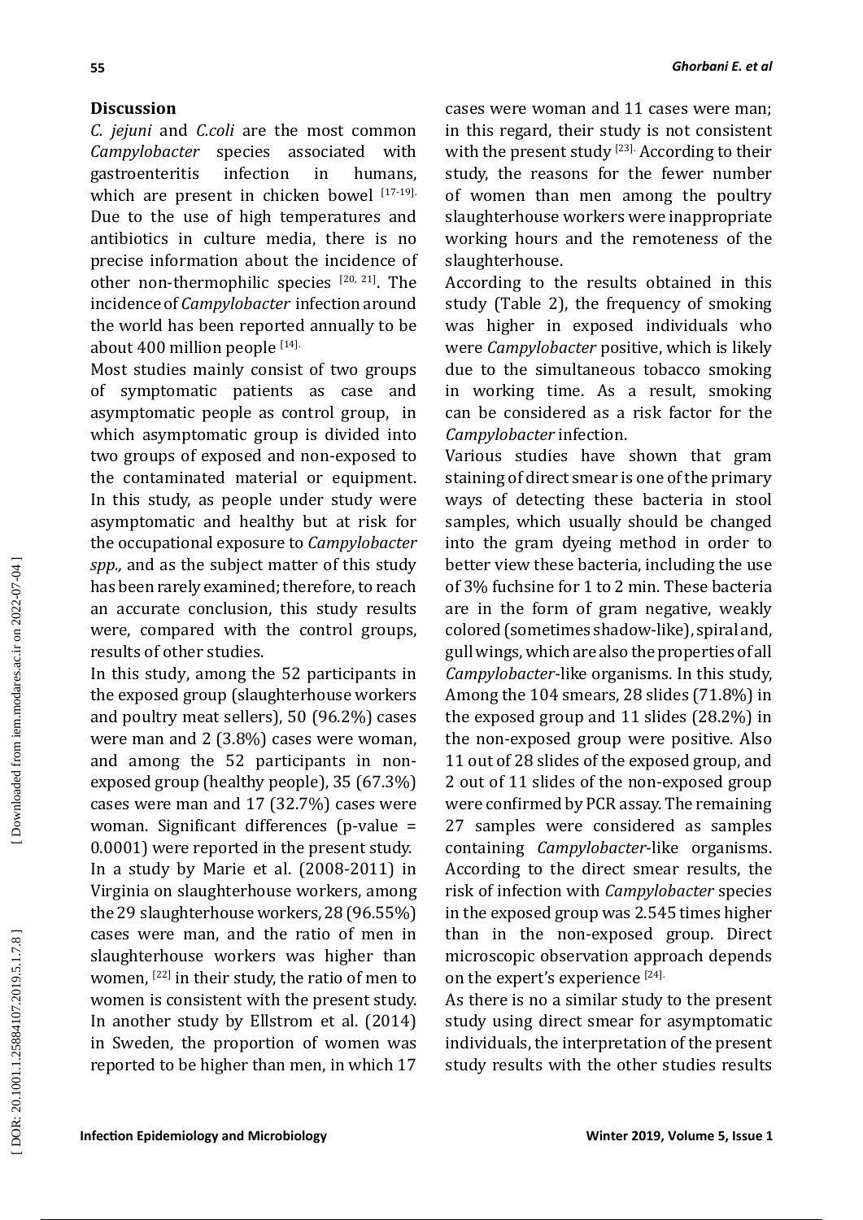## Discussion

*C. jejuni* and *C.coli* are the most common *Campylobacter* species associated with gastroenteritis infection in humans, which are present in chicken bowel [17-19]. Due to the use of high temperatures and antibiotics in culture media, there is no precise information about the incidence of other non-thermophilic species [20, 21]. The incidence of *Campylobacter* infection around the world has been reported annually to be about 400 million people [14].

Most studies mainly consist of two groups of symptomatic patients as case and asymptomatic people as control group, in which asymptomatic group is divided into two groups of exposed and non-exposed to the contaminated material or equipment. In this study, as people under study were asymptomatic and healthy but at risk for the occupational exposure to *Campylobacter spp.,* and as the subject matter of this study has been rarely examined; therefore, to reach an accurate conclusion, this study results were, compared with the control groups, results of other studies.

In this study, among the 52 participants in the exposed group (slaughterhouse workers and poultry meat sellers), 50 (96.2%) cases were man and 2 (3.8%) cases were woman, and among the 52 participants in non-exposed group (healthy people), 35 (67.3%) cases were man and 17 (32.7%) cases were woman. Significant differences (p-value = 0.0001) were reported in the present study.

In a study by Marie et al. (2008-2011) in Virginia on slaughterhouse workers, among the 29 slaughterhouse workers, 28 (96.55%) cases were man, and the ratio of men in slaughterhouse workers was higher than women, [22] in their study, the ratio of men to women is consistent with the present study. In another study by Ellstrom et al. (2014) in Sweden, the proportion of women was reported to be higher than men, in which 17 cases were woman and 11 cases were man; in this regard, their study is not consistent with the present study [23]. According to their study, the reasons for the fewer number of women than men among the poultry slaughterhouse workers were inappropriate working hours and the remoteness of the slaughterhouse.

According to the results obtained in this study (Table 2), the frequency of smoking was higher in exposed individuals who were *Campylobacter* positive, which is likely due to the simultaneous tobacco smoking in working time. As a result, smoking can be considered as a risk factor for the *Campylobacter* infection.

Various studies have shown that gram staining of direct smear is one of the primary ways of detecting these bacteria in stool samples, which usually should be changed into the gram dyeing method in order to better view these bacteria, including the use of 3% fuchsine for 1 to 2 min. These bacteria are in the form of gram negative, weakly colored (sometimes shadow-like), spiral and, gull wings, which are also the properties of all *Campylobacter*-like organisms. In this study, Among the 104 smears, 28 slides (71.8%) in the exposed group and 11 slides (28.2%) in the non-exposed group were positive. Also 11 out of 28 slides of the exposed group, and 2 out of 11 slides of the non-exposed group were confirmed by PCR assay. The remaining 27 samples were considered as samples containing *Campylobacter*-like organisms. According to the direct smear results, the risk of infection with *Campylobacter* species in the exposed group was 2.545 times higher than in the non-exposed group. Direct microscopic observation approach depends on the expert's experience [24].

As there is no a similar study to the present study using direct smear for asymptomatic individuals, the interpretation of the present study results with the other studies results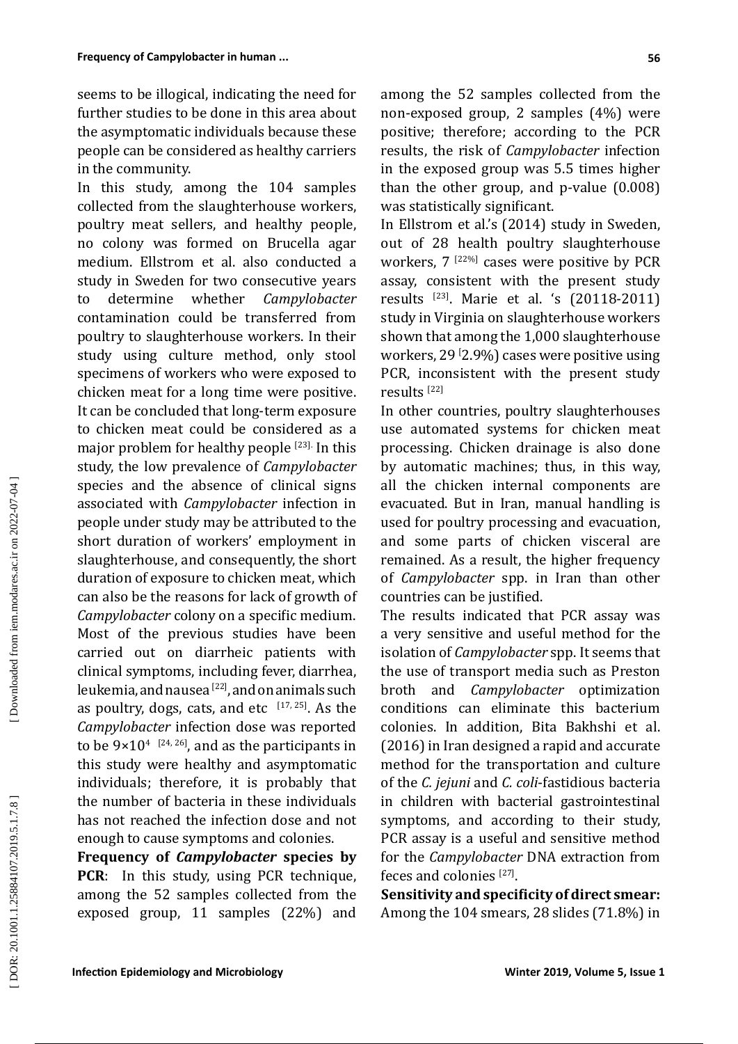seems to be illogical, indicating the need for further studies to be done in this area about the asymptomatic individuals because these people can be considered as healthy carriers in the community.

In this study, among the 104 samples collected from the slaughterhouse workers, poultry meat sellers, and healthy people, no colony was formed on Brucella agar medium. Ellstrom et al. also conducted a study in Sweden for two consecutive years to determine whether *Campylobacter* contamination could be transferred from poultry to slaughterhouse workers. In their study using culture method, only stool specimens of workers who were exposed to chicken meat for a long time were positive. It can be concluded that long-term exposure to chicken meat could be considered as a major problem for healthy people [23]. In this study, the low prevalence of *Campylobacter* species and the absence of clinical signs associated with *Campylobacter* infection in people under study may be attributed to the short duration of workers' employment in slaughterhouse, and consequently, the short duration of exposure to chicken meat, which can also be the reasons for lack of growth of *Campylobacter* colony on a specific medium. Most of the previous studies have been carried out on diarrheic patients with clinical symptoms, including fever, diarrhea, leukemia, and nausea [22], and on animals such as poultry, dogs, cats, and etc [17, 25]. As the *Campylobacter* infection dose was reported to be $9\times10^4$ [24, 26], and as the participants in this study were healthy and asymptomatic individuals; therefore, it is probably that the number of bacteria in these individuals has not reached the infection dose and not enough to cause symptoms and colonies.

**Frequency of *Campylobacter* species by PCR**: In this study, using PCR technique, among the 52 samples collected from the exposed group, 11 samples (22%) and among the 52 samples collected from the non-exposed group, 2 samples (4%) were positive; therefore; according to the PCR results, the risk of *Campylobacter* infection in the exposed group was 5.5 times higher than the other group, and p-value (0.008) was statistically significant.

In Ellstrom et al.'s (2014) study in Sweden, out of 28 health poultry slaughterhouse workers, 7 [22%] cases were positive by PCR assay, consistent with the present study results [23]. Marie et al. 's (20118-2011) study in Virginia on slaughterhouse workers shown that among the 1,000 slaughterhouse workers, 29 [2.9%) cases were positive using PCR, inconsistent with the present study results [22]

In other countries, poultry slaughterhouses use automated systems for chicken meat processing. Chicken drainage is also done by automatic machines; thus, in this way, all the chicken internal components are evacuated. But in Iran, manual handling is used for poultry processing and evacuation, and some parts of chicken visceral are remained. As a result, the higher frequency of *Campylobacter* spp. in Iran than other countries can be justified.

The results indicated that PCR assay was a very sensitive and useful method for the isolation of *Campylobacter* spp. It seems that the use of transport media such as Preston broth and *Campylobacter* optimization conditions can eliminate this bacterium colonies. In addition, Bita Bakhshi et al. (2016) in Iran designed a rapid and accurate method for the transportation and culture of the *C. jejuni* and *C. coli*-fastidious bacteria in children with bacterial gastrointestinal symptoms, and according to their study, PCR assay is a useful and sensitive method for the *Campylobacter* DNA extraction from feces and colonies [27].

**Sensitivity and specificity of direct smear:** Among the 104 smears, 28 slides (71.8%) in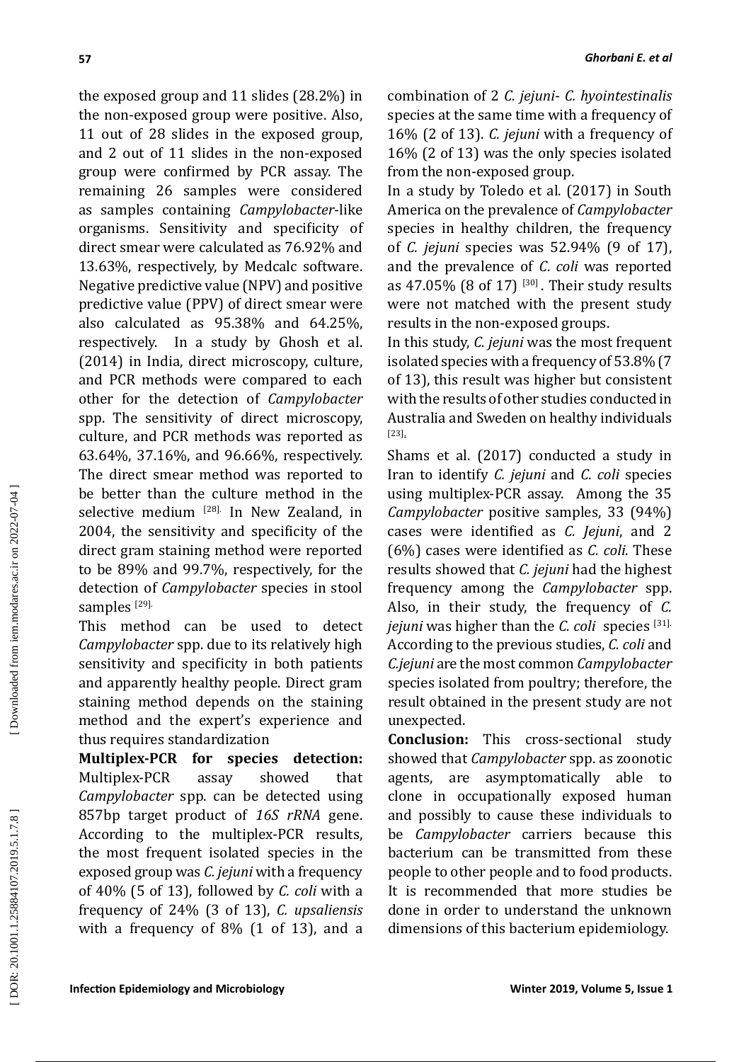the exposed group and 11 slides (28.2%) in the non-exposed group were positive. Also, 11 out of 28 slides in the exposed group, and 2 out of 11 slides in the non-exposed group were confirmed by PCR assay. The remaining 26 samples were considered as samples containing *Campylobacter*-like organisms. Sensitivity and specificity of direct smear were calculated as 76.92% and 13.63%, respectively, by Medcalc software. Negative predictive value (NPV) and positive predictive value (PPV) of direct smear were also calculated as 95.38% and 64.25%, respectively. In a study by Ghosh et al. (2014) in India, direct microscopy, culture, and PCR methods were compared to each other for the detection of *Campylobacter* spp. The sensitivity of direct microscopy, culture, and PCR methods was reported as 63.64%, 37.16%, and 96.66%, respectively. The direct smear method was reported to be better than the culture method in the selective medium [28]. In New Zealand, in 2004, the sensitivity and specificity of the direct gram staining method were reported to be 89% and 99.7%, respectively, for the detection of *Campylobacter* species in stool samples [29].

This method can be used to detect *Campylobacter* spp. due to its relatively high sensitivity and specificity in both patients and apparently healthy people. Direct gram staining method depends on the staining method and the expert's experience and thus requires standardization

**Multiplex-PCR for species detection:** Multiplex-PCR assay showed that *Campylobacter* spp. can be detected using 857bp target product of *16S rRNA* gene. According to the multiplex-PCR results, the most frequent isolated species in the exposed group was *C. jejuni* with a frequency of 40% (5 of 13), followed by *C. coli* with a frequency of 24% (3 of 13), *C. upsaliensis* with a frequency of 8% (1 of 13), and a combination of 2 *C. jejuni*- *C. hyointestinalis* species at the same time with a frequency of 16% (2 of 13). *C. jejuni* with a frequency of 16% (2 of 13) was the only species isolated from the non-exposed group.

In a study by Toledo et al. (2017) in South America on the prevalence of *Campylobacter* species in healthy children, the frequency of *C. jejuni* species was 52.94% (9 of 17), and the prevalence of *C. coli* was reported as 47.05% (8 of 17) [30]. Their study results were not matched with the present study results in the non-exposed groups.

In this study, *C. jejuni* was the most frequent isolated species with a frequency of 53.8% (7 of 13), this result was higher but consistent with the results of other studies conducted in Australia and Sweden on healthy individuals [23].

Shams et al. (2017) conducted a study in Iran to identify *C. jejuni* and *C. coli* species using multiplex-PCR assay. Among the 35 *Campylobacter* positive samples, 33 (94%) cases were identified as *C. Jejuni*, and 2 (6%) cases were identified as *C. coli*. These results showed that *C. jejuni* had the highest frequency among the *Campylobacter* spp. Also, in their study, the frequency of *C. jejuni* was higher than the *C. coli* species [31]. According to the previous studies, *C. coli* and *C.jejuni* are the most common *Campylobacter* species isolated from poultry; therefore, the result obtained in the present study are not unexpected.

**Conclusion:** This cross-sectional study showed that *Campylobacter* spp. as zoonotic agents, are asymptomatically able to clone in occupationally exposed human and possibly to cause these individuals to be *Campylobacter* carriers because this bacterium can be transmitted from these people to other people and to food products. It is recommended that more studies be done in order to understand the unknown dimensions of this bacterium epidemiology.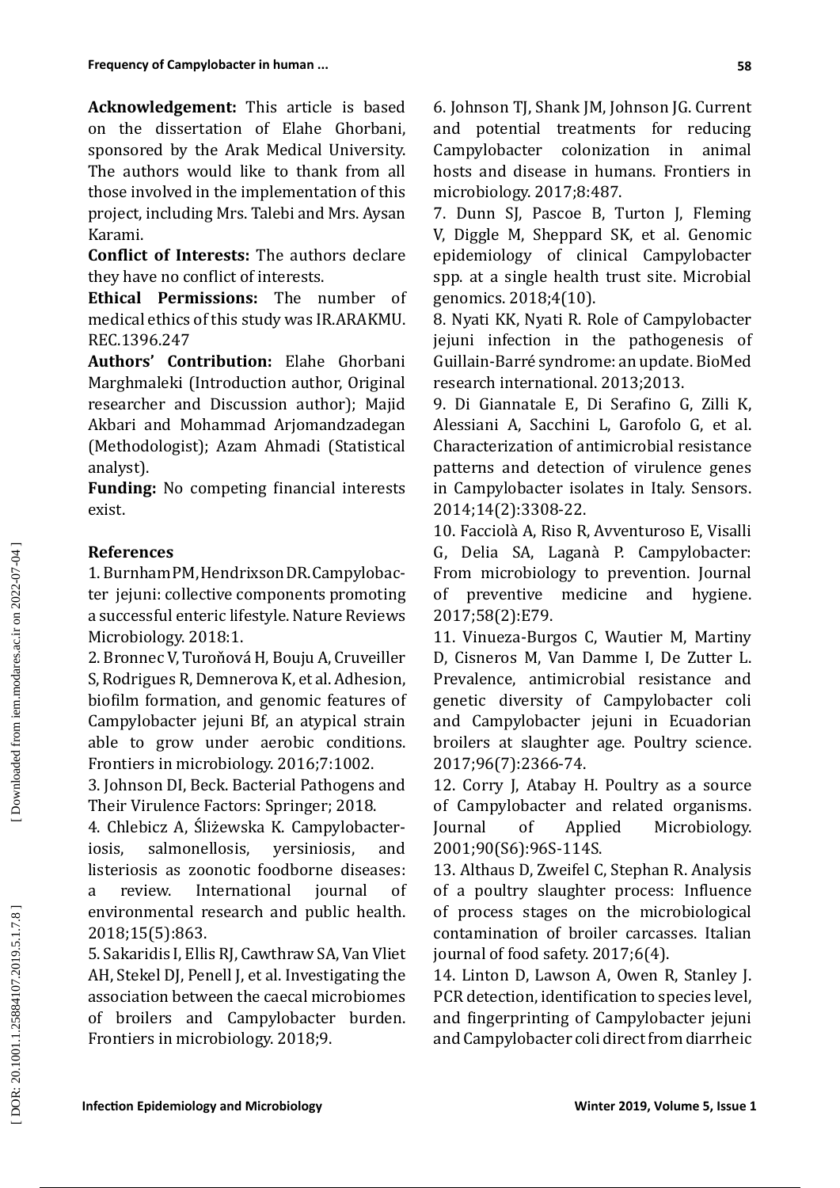**Acknowledgement:** This article is based on the dissertation of Elahe Ghorbani, sponsored by the Arak Medical University. The authors would like to thank from all those involved in the implementation of this project, including Mrs. Talebi and Mrs. Aysan Karami.

**Conflict of Interests:** The authors declare they have no conflict of interests.

**Ethical Permissions:** The number of medical ethics of this study was IR.ARAKMU.REC.1396.247

**Authors' Contribution:** Elahe Ghorbani Marghmaleki (Introduction author, Original researcher and Discussion author); Majid Akbari and Mohammad Arjomandzadegan (Methodologist); Azam Ahmadi (Statistical analyst).

**Funding:** No competing financial interests exist.

## References

1. Burnham PM, Hendrixson DR. Campylobacter jejuni: collective components promoting a successful enteric lifestyle. Nature Reviews Microbiology. 2018:1.

2. Bronnec V, Turoňová H, Bouju A, Cruveiller S, Rodrigues R, Demnerova K, et al. Adhesion, biofilm formation, and genomic features of Campylobacter jejuni Bf, an atypical strain able to grow under aerobic conditions. Frontiers in microbiology. 2016;7:1002.

3. Johnson DI, Beck. Bacterial Pathogens and Their Virulence Factors: Springer; 2018.

4. Chlebicz A, Śliżewska K. Campylobacteriosis, salmonellosis, yersiniosis, and listeriosis as zoonotic foodborne diseases: a review. International journal of environmental research and public health. 2018;15(5):863.

5. Sakaridis I, Ellis RJ, Cawthraw SA, Van Vliet AH, Stekel DJ, Penell J, et al. Investigating the association between the caecal microbiomes of broilers and Campylobacter burden. Frontiers in microbiology. 2018;9.

6. Johnson TJ, Shank JM, Johnson JG. Current and potential treatments for reducing Campylobacter colonization in animal hosts and disease in humans. Frontiers in microbiology. 2017;8:487.

7. Dunn SJ, Pascoe B, Turton J, Fleming V, Diggle M, Sheppard SK, et al. Genomic epidemiology of clinical Campylobacter spp. at a single health trust site. Microbial genomics. 2018;4(10).

8. Nyati KK, Nyati R. Role of Campylobacter jejuni infection in the pathogenesis of Guillain-Barré syndrome: an update. BioMed research international. 2013;2013.

9. Di Giannatale E, Di Serafino G, Zilli K, Alessiani A, Sacchini L, Garofolo G, et al. Characterization of antimicrobial resistance patterns and detection of virulence genes in Campylobacter isolates in Italy. Sensors. 2014;14(2):3308-22.

10. Facciolà A, Riso R, Avventuroso E, Visalli G, Delia SA, Laganà P. Campylobacter: From microbiology to prevention. Journal of preventive medicine and hygiene. 2017;58(2):E79.

11. Vinueza-Burgos C, Wautier M, Martiny D, Cisneros M, Van Damme I, De Zutter L. Prevalence, antimicrobial resistance and genetic diversity of Campylobacter coli and Campylobacter jejuni in Ecuadorian broilers at slaughter age. Poultry science. 2017;96(7):2366-74.

12. Corry J, Atabay H. Poultry as a source of Campylobacter and related organisms. Journal of Applied Microbiology. 2001;90(S6):96S-114S.

13. Althaus D, Zweifel C, Stephan R. Analysis of a poultry slaughter process: Influence of process stages on the microbiological contamination of broiler carcasses. Italian journal of food safety. 2017;6(4).

14. Linton D, Lawson A, Owen R, Stanley J. PCR detection, identification to species level, and fingerprinting of Campylobacter jejuni and Campylobacter coli direct from diarrheic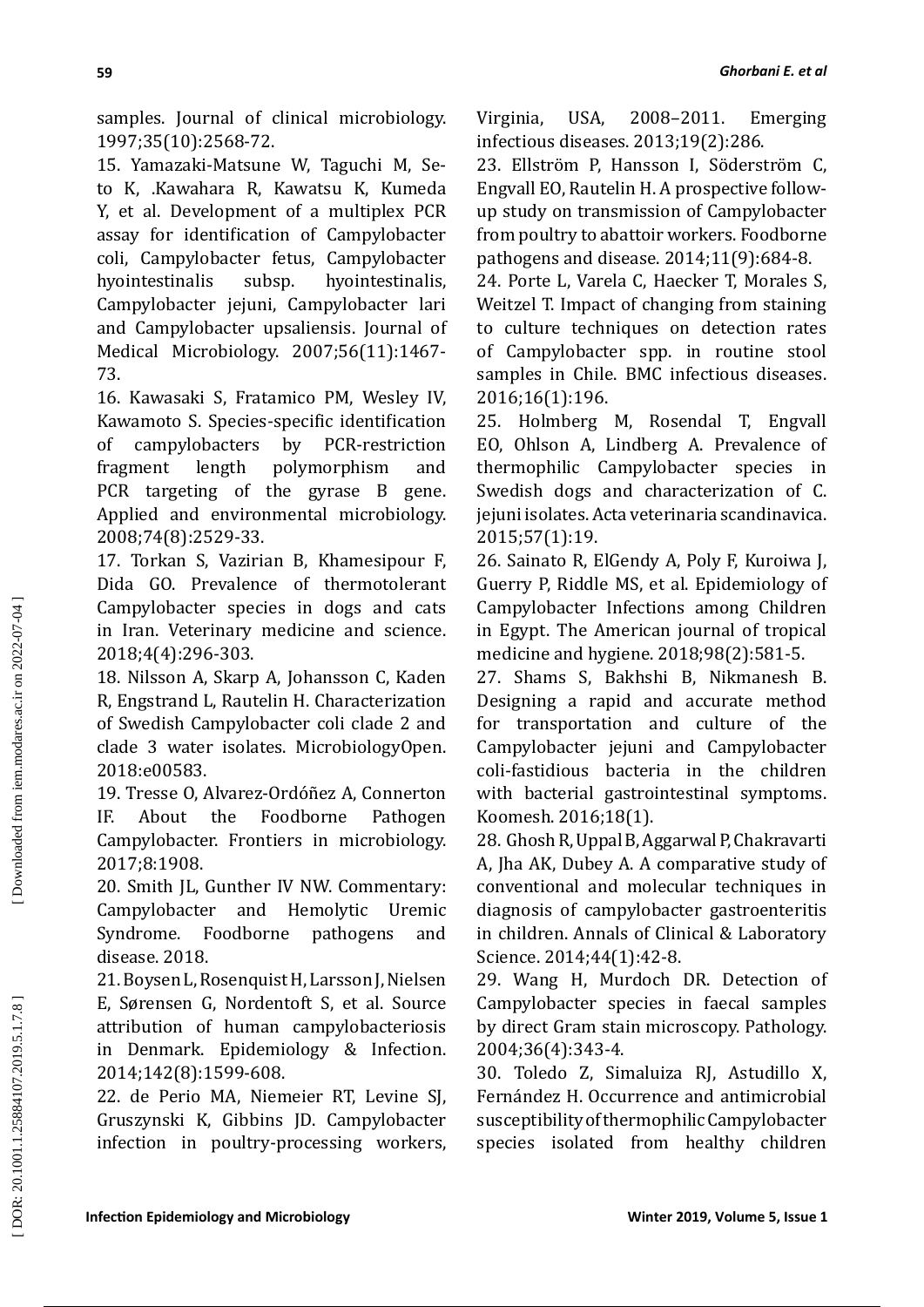samples. Journal of clinical microbiology. 1997;35(10):2568-72.

15. Yamazaki-Matsune W, Taguchi M, Seto K, .Kawahara R, Kawatsu K, Kumeda Y, et al. Development of a multiplex PCR assay for identification of Campylobacter coli, Campylobacter fetus, Campylobacter hyointestinalis subsp. hyointestinalis, Campylobacter jejuni, Campylobacter lari and Campylobacter upsaliensis. Journal of Medical Microbiology. 2007;56(11):1467-73.

16. Kawasaki S, Fratamico PM, Wesley IV, Kawamoto S. Species-specific identification of campylobacters by PCR-restriction fragment length polymorphism and PCR targeting of the gyrase B gene. Applied and environmental microbiology. 2008;74(8):2529-33.

17. Torkan S, Vazirian B, Khamesipour F, Dida GO. Prevalence of thermotolerant Campylobacter species in dogs and cats in Iran. Veterinary medicine and science. 2018;4(4):296-303.

18. Nilsson A, Skarp A, Johansson C, Kaden R, Engstrand L, Rautelin H. Characterization of Swedish Campylobacter coli clade 2 and clade 3 water isolates. MicrobiologyOpen. 2018:e00583.

19. Tresse O, Alvarez-Ordóñez A, Connerton IF. About the Foodborne Pathogen Campylobacter. Frontiers in microbiology. 2017;8:1908.

20. Smith JL, Gunther IV NW. Commentary: Campylobacter and Hemolytic Uremic Syndrome. Foodborne pathogens and disease. 2018.

21. Boysen L, Rosenquist H, Larsson J, Nielsen E, Sørensen G, Nordentoft S, et al. Source attribution of human campylobacteriosis in Denmark. Epidemiology & Infection. 2014;142(8):1599-608.

22. de Perio MA, Niemeier RT, Levine SJ, Gruszynski K, Gibbins JD. Campylobacter infection in poultry-processing workers, Virginia, USA, 2008–2011. Emerging infectious diseases. 2013;19(2):286.

23. Ellström P, Hansson I, Söderström C, Engvall EO, Rautelin H. A prospective follow-up study on transmission of Campylobacter from poultry to abattoir workers. Foodborne pathogens and disease. 2014;11(9):684-8.

24. Porte L, Varela C, Haecker T, Morales S, Weitzel T. Impact of changing from staining to culture techniques on detection rates of Campylobacter spp. in routine stool samples in Chile. BMC infectious diseases. 2016;16(1):196.

25. Holmberg M, Rosendal T, Engvall EO, Ohlson A, Lindberg A. Prevalence of thermophilic Campylobacter species in Swedish dogs and characterization of C. jejuni isolates. Acta veterinaria scandinavica. 2015;57(1):19.

26. Sainato R, ElGendy A, Poly F, Kuroiwa J, Guerry P, Riddle MS, et al. Epidemiology of Campylobacter Infections among Children in Egypt. The American journal of tropical medicine and hygiene. 2018;98(2):581-5.

27. Shams S, Bakhshi B, Nikmanesh B. Designing a rapid and accurate method for transportation and culture of the Campylobacter jejuni and Campylobacter coli-fastidious bacteria in the children with bacterial gastrointestinal symptoms. Koomesh. 2016;18(1).

28. Ghosh R, Uppal B, Aggarwal P, Chakravarti A, Jha AK, Dubey A. A comparative study of conventional and molecular techniques in diagnosis of campylobacter gastroenteritis in children. Annals of Clinical & Laboratory Science. 2014;44(1):42-8.

29. Wang H, Murdoch DR. Detection of Campylobacter species in faecal samples by direct Gram stain microscopy. Pathology. 2004;36(4):343-4.

30. Toledo Z, Simaluiza RJ, Astudillo X, Fernández H. Occurrence and antimicrobial susceptibility of thermophilic Campylobacter species isolated from healthy children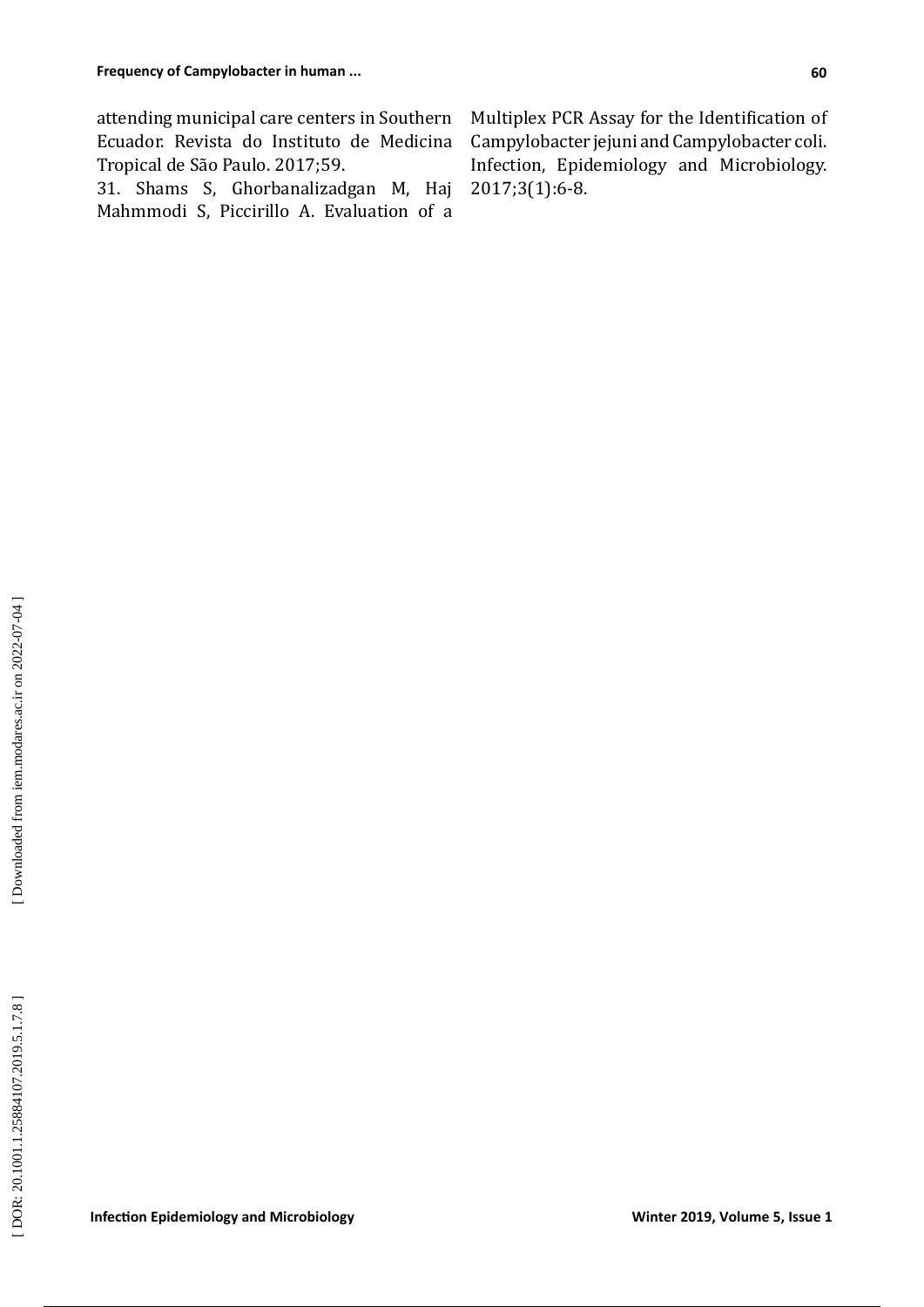attending municipal care centers in Southern Ecuador. Revista do Instituto de Medicina Tropical de São Paulo. 2017;59.

31. Shams S, Ghorbanalizadgan M, Haj Mahmmodi S, Piccirillo A. Evaluation of a Multiplex PCR Assay for the Identification of Campylobacter jejuni and Campylobacter coli. Infection, Epidemiology and Microbiology. 2017;3(1):6-8.